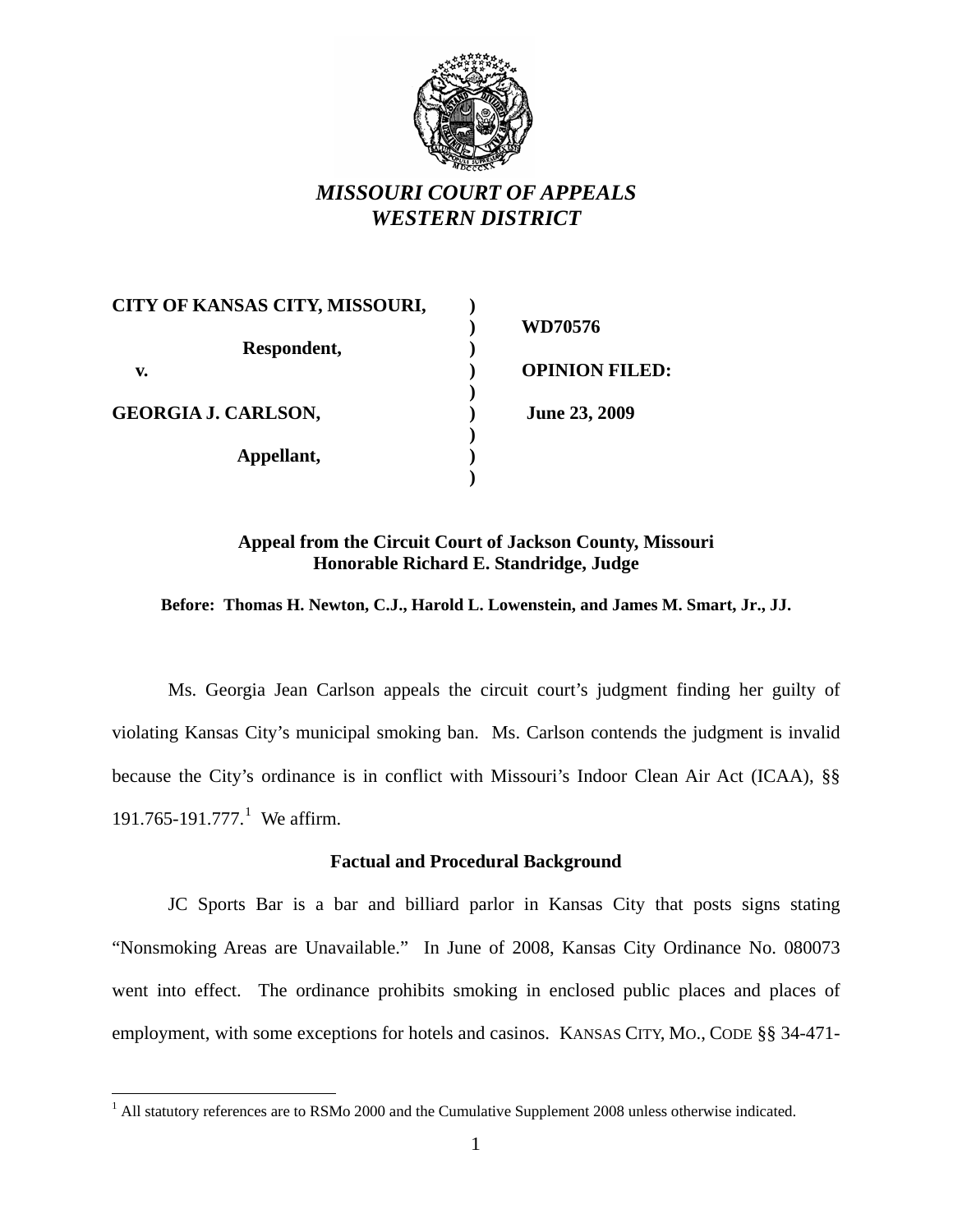# *MISSOURI COURT OF APPEALS*
# *WESTERN DISTRICT*

| | | |
|---|---|---|
| **CITY OF KANSAS CITY, MISSOURI,** | ) | |
| | ) | **WD70576** |
| **Respondent,** | ) | |
| **v.** | ) | **OPINION FILED:** |
| | ) | |
| **GEORGIA J. CARLSON,** | ) | **June 23, 2009** |
| | ) | |
| **Appellant,** | ) | |
| | ) | |

**Appeal from the Circuit Court of Jackson County, Missouri**
**Honorable Richard E. Standridge, Judge**

**Before: Thomas H. Newton, C.J., Harold L. Lowenstein, and James M. Smart, Jr., JJ.**

Ms. Georgia Jean Carlson appeals the circuit court's judgment finding her guilty of violating Kansas City's municipal smoking ban. Ms. Carlson contends the judgment is invalid because the City's ordinance is in conflict with Missouri's Indoor Clean Air Act (ICAA), §§ 191.765-191.777.[1] We affirm.

## Factual and Procedural Background

JC Sports Bar is a bar and billiard parlor in Kansas City that posts signs stating "Nonsmoking Areas are Unavailable." In June of 2008, Kansas City Ordinance No. 080073 went into effect. The ordinance prohibits smoking in enclosed public places and places of employment, with some exceptions for hotels and casinos. KANSAS CITY, MO., CODE §§ 34-471-

[1] All statutory references are to RSMo 2000 and the Cumulative Supplement 2008 unless otherwise indicated.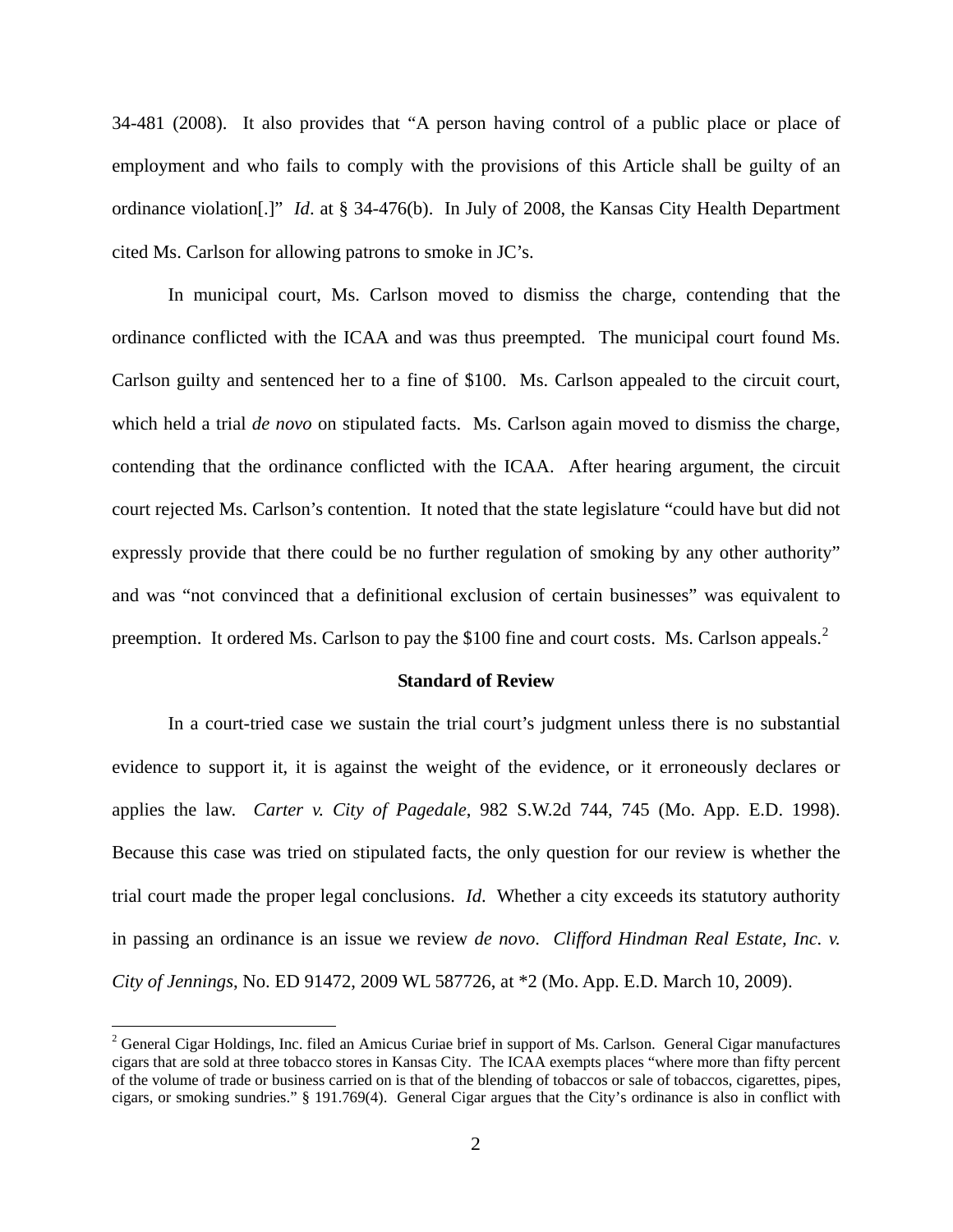34-481 (2008). It also provides that "A person having control of a public place or place of employment and who fails to comply with the provisions of this Article shall be guilty of an ordinance violation[.]" *Id*. at § 34-476(b). In July of 2008, the Kansas City Health Department cited Ms. Carlson for allowing patrons to smoke in JC's.

In municipal court, Ms. Carlson moved to dismiss the charge, contending that the ordinance conflicted with the ICAA and was thus preempted. The municipal court found Ms. Carlson guilty and sentenced her to a fine of $100. Ms. Carlson appealed to the circuit court, which held a trial *de novo* on stipulated facts. Ms. Carlson again moved to dismiss the charge, contending that the ordinance conflicted with the ICAA. After hearing argument, the circuit court rejected Ms. Carlson's contention. It noted that the state legislature "could have but did not expressly provide that there could be no further regulation of smoking by any other authority" and was "not convinced that a definitional exclusion of certain businesses" was equivalent to preemption. It ordered Ms. Carlson to pay the $100 fine and court costs. Ms. Carlson appeals.[2]

**Standard of Review**

In a court-tried case we sustain the trial court's judgment unless there is no substantial evidence to support it, it is against the weight of the evidence, or it erroneously declares or applies the law. *Carter v. City of Pagedale*, 982 S.W.2d 744, 745 (Mo. App. E.D. 1998). Because this case was tried on stipulated facts, the only question for our review is whether the trial court made the proper legal conclusions. *Id*. Whether a city exceeds its statutory authority in passing an ordinance is an issue we review *de novo*. *Clifford Hindman Real Estate, Inc. v. City of Jennings*, No. ED 91472, 2009 WL 587726, at *2 (Mo. App. E.D. March 10, 2009).

---

[2] General Cigar Holdings, Inc. filed an Amicus Curiae brief in support of Ms. Carlson. General Cigar manufactures cigars that are sold at three tobacco stores in Kansas City. The ICAA exempts places "where more than fifty percent of the volume of trade or business carried on is that of the blending of tobaccos or sale of tobaccos, cigarettes, pipes, cigars, or smoking sundries." § 191.769(4). General Cigar argues that the City's ordinance is also in conflict with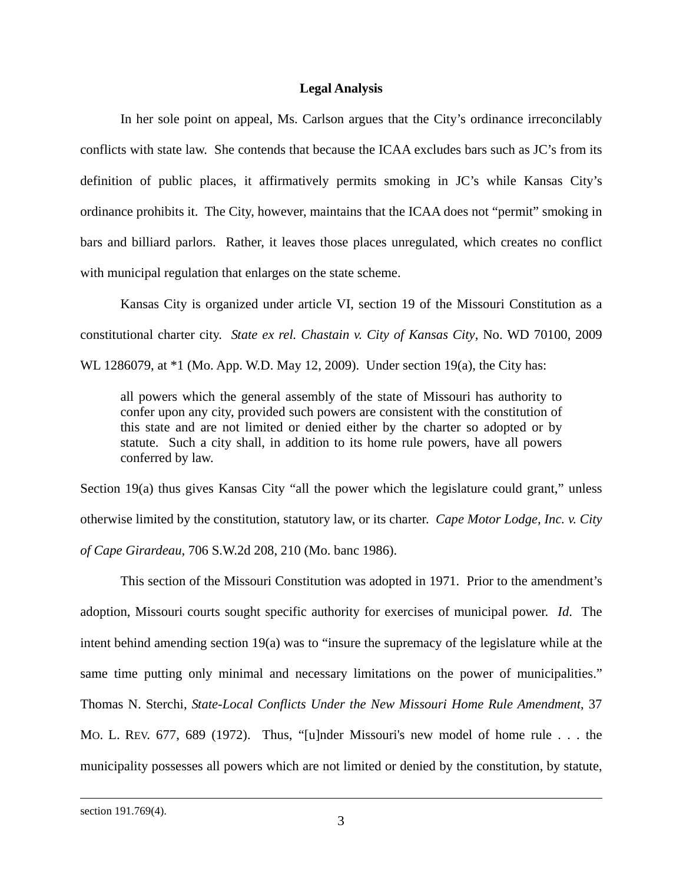**Legal Analysis**

In her sole point on appeal, Ms. Carlson argues that the City's ordinance irreconcilably conflicts with state law. She contends that because the ICAA excludes bars such as JC's from its definition of public places, it affirmatively permits smoking in JC's while Kansas City's ordinance prohibits it. The City, however, maintains that the ICAA does not "permit" smoking in bars and billiard parlors. Rather, it leaves those places unregulated, which creates no conflict with municipal regulation that enlarges on the state scheme.

Kansas City is organized under article VI, section 19 of the Missouri Constitution as a constitutional charter city. *State ex rel. Chastain v. City of Kansas City*, No. WD 70100, 2009 WL 1286079, at *1 (Mo. App. W.D. May 12, 2009). Under section 19(a), the City has:

> all powers which the general assembly of the state of Missouri has authority to confer upon any city, provided such powers are consistent with the constitution of this state and are not limited or denied either by the charter so adopted or by statute. Such a city shall, in addition to its home rule powers, have all powers conferred by law.

Section 19(a) thus gives Kansas City "all the power which the legislature could grant," unless otherwise limited by the constitution, statutory law, or its charter. *Cape Motor Lodge, Inc. v. City of Cape Girardeau*, 706 S.W.2d 208, 210 (Mo. banc 1986).

This section of the Missouri Constitution was adopted in 1971. Prior to the amendment's adoption, Missouri courts sought specific authority for exercises of municipal power. *Id*. The intent behind amending section 19(a) was to "insure the supremacy of the legislature while at the same time putting only minimal and necessary limitations on the power of municipalities." Thomas N. Sterchi, *State-Local Conflicts Under the New Missouri Home Rule Amendment*, 37 MO. L. REV. 677, 689 (1972). Thus, "[u]nder Missouri's new model of home rule . . . the municipality possesses all powers which are not limited or denied by the constitution, by statute,

---

section 191.769(4).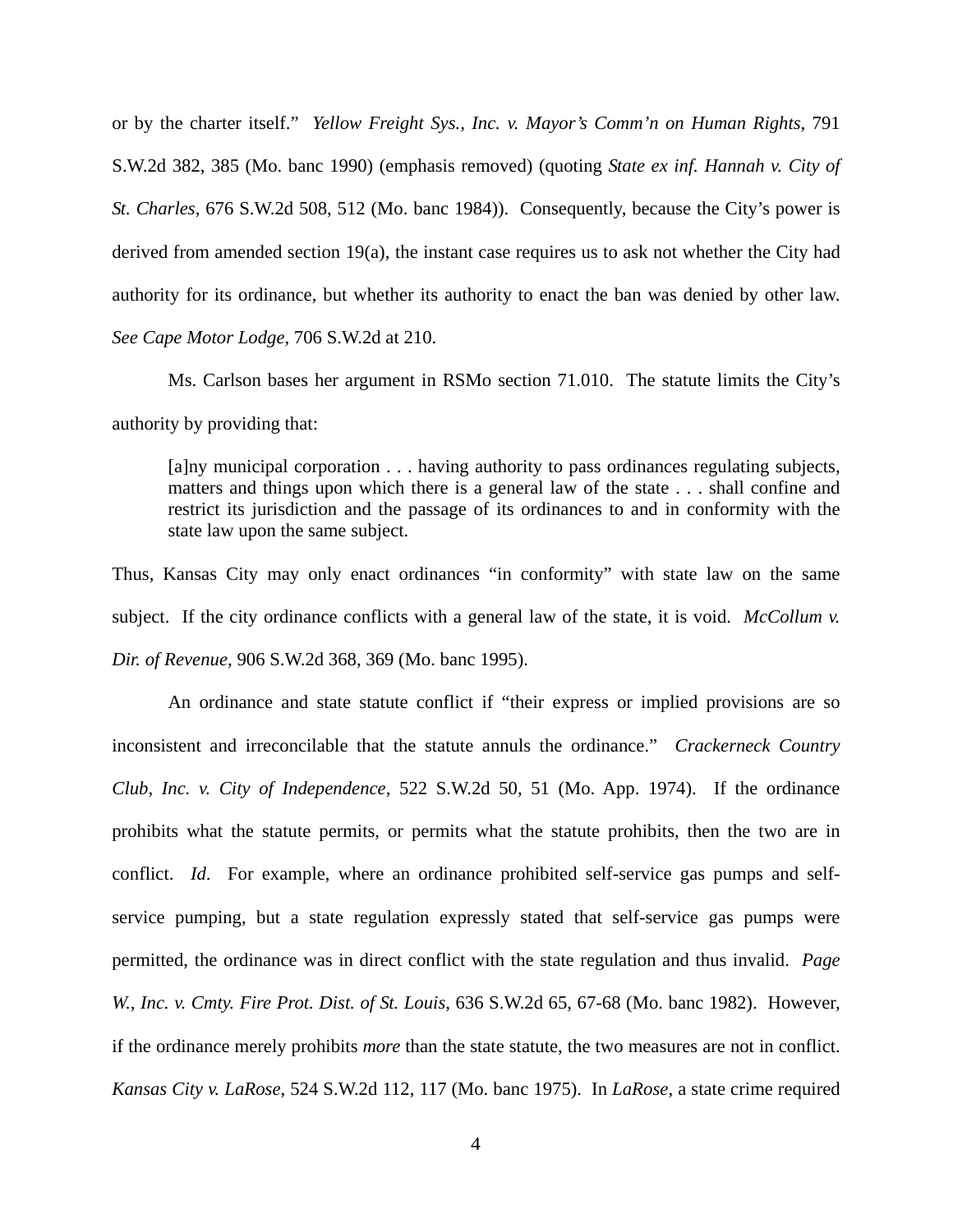or by the charter itself." *Yellow Freight Sys., Inc. v. Mayor's Comm'n on Human Rights*, 791 S.W.2d 382, 385 (Mo. banc 1990) (emphasis removed) (quoting *State ex inf. Hannah v. City of St. Charles*, 676 S.W.2d 508, 512 (Mo. banc 1984)). Consequently, because the City's power is derived from amended section 19(a), the instant case requires us to ask not whether the City had authority for its ordinance, but whether its authority to enact the ban was denied by other law. *See Cape Motor Lodge*, 706 S.W.2d at 210.

Ms. Carlson bases her argument in RSMo section 71.010. The statute limits the City's authority by providing that:

> [a]ny municipal corporation . . . having authority to pass ordinances regulating subjects, matters and things upon which there is a general law of the state . . . shall confine and restrict its jurisdiction and the passage of its ordinances to and in conformity with the state law upon the same subject.

Thus, Kansas City may only enact ordinances "in conformity" with state law on the same subject. If the city ordinance conflicts with a general law of the state, it is void. *McCollum v. Dir. of Revenue*, 906 S.W.2d 368, 369 (Mo. banc 1995).

An ordinance and state statute conflict if "their express or implied provisions are so inconsistent and irreconcilable that the statute annuls the ordinance." *Crackerneck Country Club, Inc. v. City of Independence*, 522 S.W.2d 50, 51 (Mo. App. 1974). If the ordinance prohibits what the statute permits, or permits what the statute prohibits, then the two are in conflict. *Id*. For example, where an ordinance prohibited self-service gas pumps and self-service pumping, but a state regulation expressly stated that self-service gas pumps were permitted, the ordinance was in direct conflict with the state regulation and thus invalid. *Page W., Inc. v. Cmty. Fire Prot. Dist. of St. Louis*, 636 S.W.2d 65, 67-68 (Mo. banc 1982). However, if the ordinance merely prohibits *more* than the state statute, the two measures are not in conflict. *Kansas City v. LaRose*, 524 S.W.2d 112, 117 (Mo. banc 1975). In *LaRose*, a state crime required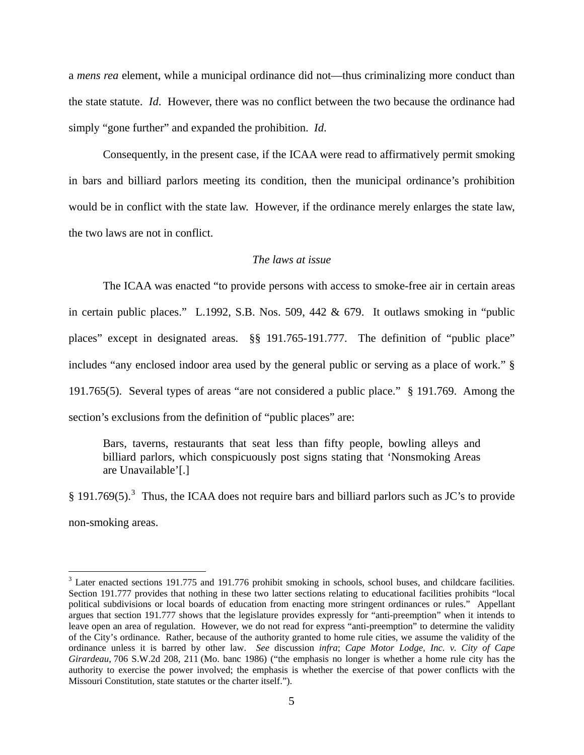a *mens rea* element, while a municipal ordinance did not—thus criminalizing more conduct than the state statute. *Id*. However, there was no conflict between the two because the ordinance had simply "gone further" and expanded the prohibition. *Id*.

Consequently, in the present case, if the ICAA were read to affirmatively permit smoking in bars and billiard parlors meeting its condition, then the municipal ordinance's prohibition would be in conflict with the state law. However, if the ordinance merely enlarges the state law, the two laws are not in conflict.

*The laws at issue*

The ICAA was enacted "to provide persons with access to smoke-free air in certain areas in certain public places." L.1992, S.B. Nos. 509, 442 & 679. It outlaws smoking in "public places" except in designated areas. §§ 191.765-191.777. The definition of "public place" includes "any enclosed indoor area used by the general public or serving as a place of work." § 191.765(5). Several types of areas "are not considered a public place." § 191.769. Among the section's exclusions from the definition of "public places" are:

> Bars, taverns, restaurants that seat less than fifty people, bowling alleys and billiard parlors, which conspicuously post signs stating that 'Nonsmoking Areas are Unavailable'[.]

§ 191.769(5).[3] Thus, the ICAA does not require bars and billiard parlors such as JC's to provide non-smoking areas.

---

[3] Later enacted sections 191.775 and 191.776 prohibit smoking in schools, school buses, and childcare facilities. Section 191.777 provides that nothing in these two latter sections relating to educational facilities prohibits "local political subdivisions or local boards of education from enacting more stringent ordinances or rules." Appellant argues that section 191.777 shows that the legislature provides expressly for "anti-preemption" when it intends to leave open an area of regulation. However, we do not read for express "anti-preemption" to determine the validity of the City's ordinance. Rather, because of the authority granted to home rule cities, we assume the validity of the ordinance unless it is barred by other law. *See* discussion *infra*; *Cape Motor Lodge, Inc. v. City of Cape Girardeau*, 706 S.W.2d 208, 211 (Mo. banc 1986) ("the emphasis no longer is whether a home rule city has the authority to exercise the power involved; the emphasis is whether the exercise of that power conflicts with the Missouri Constitution, state statutes or the charter itself.").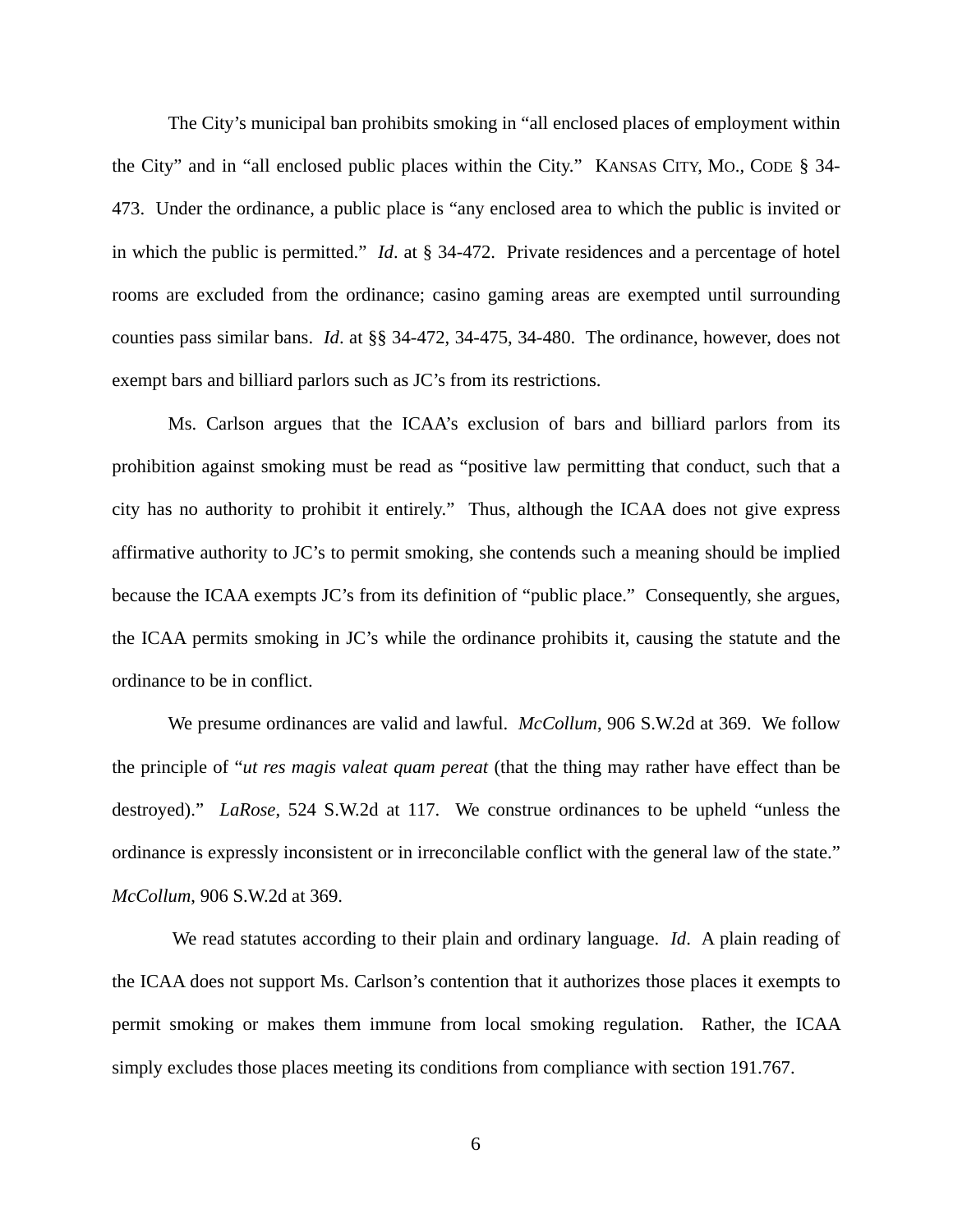The City's municipal ban prohibits smoking in "all enclosed places of employment within the City" and in "all enclosed public places within the City." KANSAS CITY, MO., CODE § 34-473. Under the ordinance, a public place is "any enclosed area to which the public is invited or in which the public is permitted." *Id*. at § 34-472. Private residences and a percentage of hotel rooms are excluded from the ordinance; casino gaming areas are exempted until surrounding counties pass similar bans. *Id*. at §§ 34-472, 34-475, 34-480. The ordinance, however, does not exempt bars and billiard parlors such as JC's from its restrictions.

Ms. Carlson argues that the ICAA's exclusion of bars and billiard parlors from its prohibition against smoking must be read as "positive law permitting that conduct, such that a city has no authority to prohibit it entirely." Thus, although the ICAA does not give express affirmative authority to JC's to permit smoking, she contends such a meaning should be implied because the ICAA exempts JC's from its definition of "public place." Consequently, she argues, the ICAA permits smoking in JC's while the ordinance prohibits it, causing the statute and the ordinance to be in conflict.

We presume ordinances are valid and lawful. *McCollum*, 906 S.W.2d at 369. We follow the principle of "*ut res magis valeat quam pereat* (that the thing may rather have effect than be destroyed)." *LaRose*, 524 S.W.2d at 117. We construe ordinances to be upheld "unless the ordinance is expressly inconsistent or in irreconcilable conflict with the general law of the state." *McCollum*, 906 S.W.2d at 369.

We read statutes according to their plain and ordinary language. *Id*. A plain reading of the ICAA does not support Ms. Carlson's contention that it authorizes those places it exempts to permit smoking or makes them immune from local smoking regulation. Rather, the ICAA simply excludes those places meeting its conditions from compliance with section 191.767.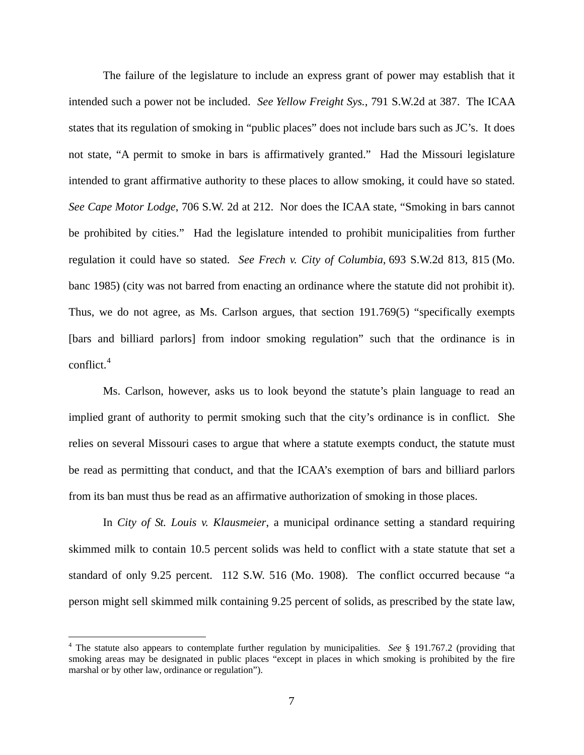The failure of the legislature to include an express grant of power may establish that it intended such a power not be included. *See Yellow Freight Sys.*, 791 S.W.2d at 387. The ICAA states that its regulation of smoking in "public places" does not include bars such as JC's. It does not state, "A permit to smoke in bars is affirmatively granted." Had the Missouri legislature intended to grant affirmative authority to these places to allow smoking, it could have so stated. *See Cape Motor Lodge*, 706 S.W. 2d at 212. Nor does the ICAA state, "Smoking in bars cannot be prohibited by cities." Had the legislature intended to prohibit municipalities from further regulation it could have so stated. *See Frech v. City of Columbia*, 693 S.W.2d 813, 815 (Mo. banc 1985) (city was not barred from enacting an ordinance where the statute did not prohibit it). Thus, we do not agree, as Ms. Carlson argues, that section 191.769(5) "specifically exempts [bars and billiard parlors] from indoor smoking regulation" such that the ordinance is in conflict.[4]

Ms. Carlson, however, asks us to look beyond the statute's plain language to read an implied grant of authority to permit smoking such that the city's ordinance is in conflict. She relies on several Missouri cases to argue that where a statute exempts conduct, the statute must be read as permitting that conduct, and that the ICAA's exemption of bars and billiard parlors from its ban must thus be read as an affirmative authorization of smoking in those places.

In *City of St. Louis v. Klausmeier*, a municipal ordinance setting a standard requiring skimmed milk to contain 10.5 percent solids was held to conflict with a state statute that set a standard of only 9.25 percent. 112 S.W. 516 (Mo. 1908). The conflict occurred because "a person might sell skimmed milk containing 9.25 percent of solids, as prescribed by the state law,

---

[4] The statute also appears to contemplate further regulation by municipalities. *See* § 191.767.2 (providing that smoking areas may be designated in public places "except in places in which smoking is prohibited by the fire marshal or by other law, ordinance or regulation").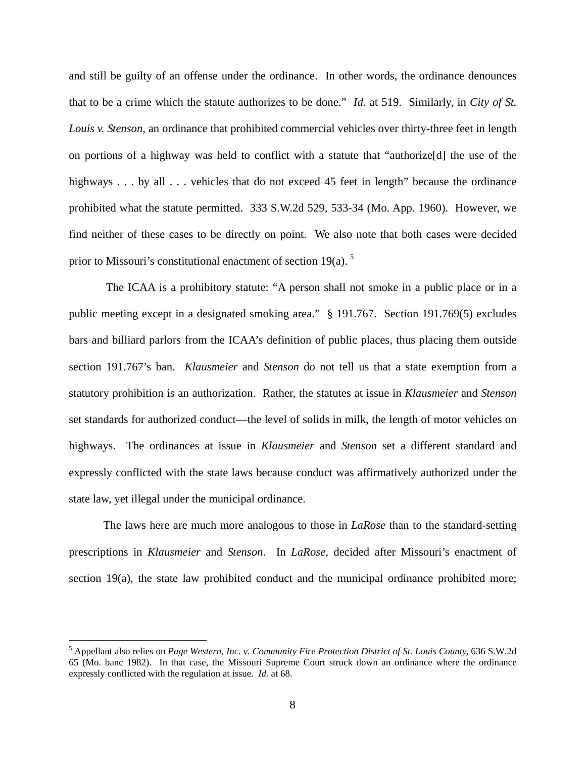and still be guilty of an offense under the ordinance. In other words, the ordinance denounces that to be a crime which the statute authorizes to be done." *Id*. at 519. Similarly, in *City of St. Louis v. Stenson*, an ordinance that prohibited commercial vehicles over thirty-three feet in length on portions of a highway was held to conflict with a statute that "authorize[d] the use of the highways . . . by all . . . vehicles that do not exceed 45 feet in length" because the ordinance prohibited what the statute permitted. 333 S.W.2d 529, 533-34 (Mo. App. 1960). However, we find neither of these cases to be directly on point. We also note that both cases were decided prior to Missouri's constitutional enactment of section 19(a). [5]

The ICAA is a prohibitory statute: "A person shall not smoke in a public place or in a public meeting except in a designated smoking area." § 191.767. Section 191.769(5) excludes bars and billiard parlors from the ICAA's definition of public places, thus placing them outside section 191.767's ban. *Klausmeier* and *Stenson* do not tell us that a state exemption from a statutory prohibition is an authorization. Rather, the statutes at issue in *Klausmeier* and *Stenson* set standards for authorized conduct—the level of solids in milk, the length of motor vehicles on highways. The ordinances at issue in *Klausmeier* and *Stenson* set a different standard and expressly conflicted with the state laws because conduct was affirmatively authorized under the state law, yet illegal under the municipal ordinance.

The laws here are much more analogous to those in *LaRose* than to the standard-setting prescriptions in *Klausmeier* and *Stenson*. In *LaRose*, decided after Missouri's enactment of section 19(a), the state law prohibited conduct and the municipal ordinance prohibited more;

---

[5] Appellant also relies on *Page Western, Inc. v. Community Fire Protection District of St. Louis County*, 636 S.W.2d 65 (Mo. banc 1982). In that case, the Missouri Supreme Court struck down an ordinance where the ordinance expressly conflicted with the regulation at issue. *Id*. at 68.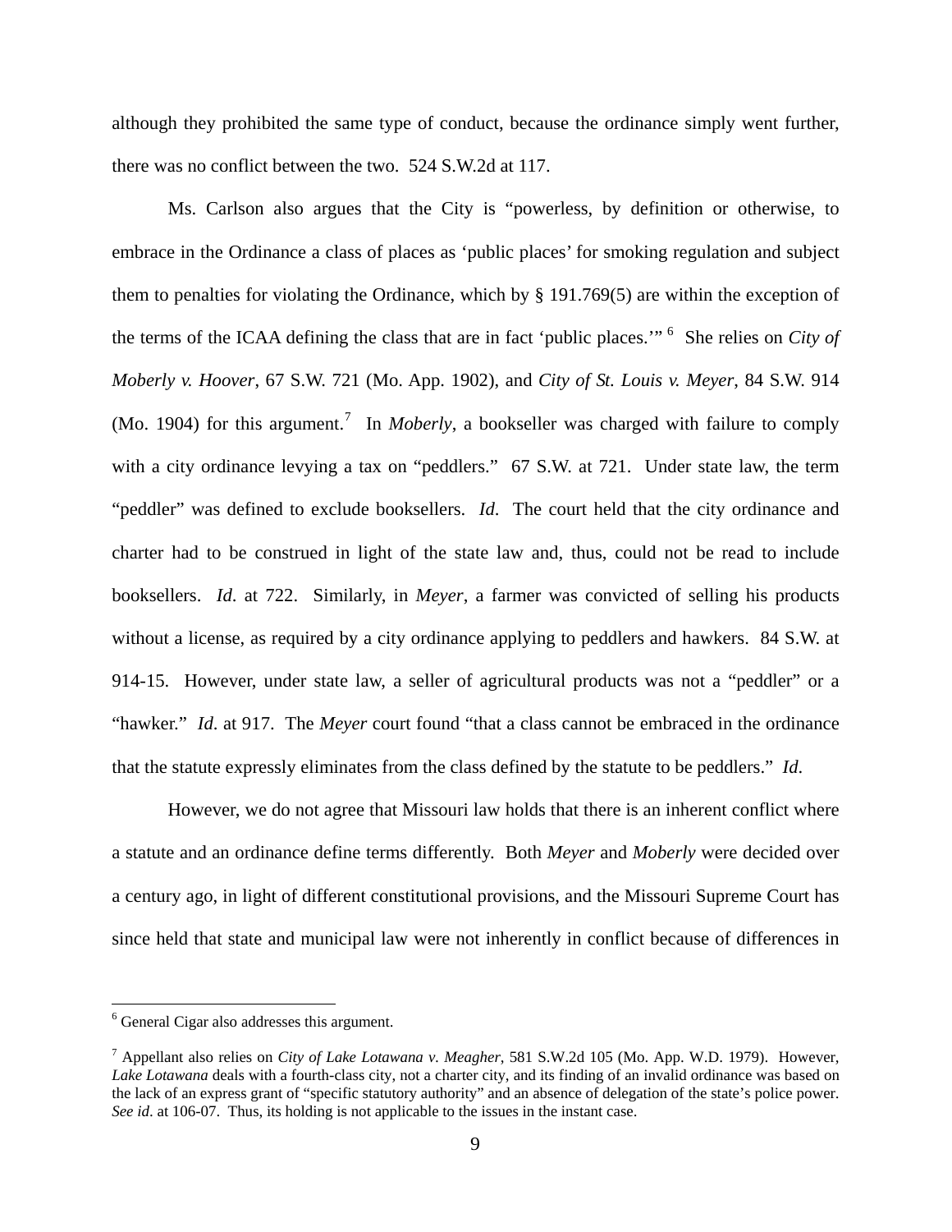although they prohibited the same type of conduct, because the ordinance simply went further, there was no conflict between the two. 524 S.W.2d at 117.

Ms. Carlson also argues that the City is "powerless, by definition or otherwise, to embrace in the Ordinance a class of places as 'public places' for smoking regulation and subject them to penalties for violating the Ordinance, which by § 191.769(5) are within the exception of the terms of the ICAA defining the class that are in fact 'public places.'"[6] She relies on *City of Moberly v. Hoover*, 67 S.W. 721 (Mo. App. 1902), and *City of St. Louis v. Meyer*, 84 S.W. 914 (Mo. 1904) for this argument.[7] In *Moberly*, a bookseller was charged with failure to comply with a city ordinance levying a tax on "peddlers." 67 S.W. at 721. Under state law, the term "peddler" was defined to exclude booksellers. *Id*. The court held that the city ordinance and charter had to be construed in light of the state law and, thus, could not be read to include booksellers. *Id*. at 722. Similarly, in *Meyer*, a farmer was convicted of selling his products without a license, as required by a city ordinance applying to peddlers and hawkers. 84 S.W. at 914-15. However, under state law, a seller of agricultural products was not a "peddler" or a "hawker." *Id*. at 917. The *Meyer* court found "that a class cannot be embraced in the ordinance that the statute expressly eliminates from the class defined by the statute to be peddlers." *Id*.

However, we do not agree that Missouri law holds that there is an inherent conflict where a statute and an ordinance define terms differently. Both *Meyer* and *Moberly* were decided over a century ago, in light of different constitutional provisions, and the Missouri Supreme Court has since held that state and municipal law were not inherently in conflict because of differences in

---

[6] General Cigar also addresses this argument.

[7] Appellant also relies on *City of Lake Lotawana v. Meagher*, 581 S.W.2d 105 (Mo. App. W.D. 1979). However, *Lake Lotawana* deals with a fourth-class city, not a charter city, and its finding of an invalid ordinance was based on the lack of an express grant of "specific statutory authority" and an absence of delegation of the state's police power. *See id*. at 106-07. Thus, its holding is not applicable to the issues in the instant case.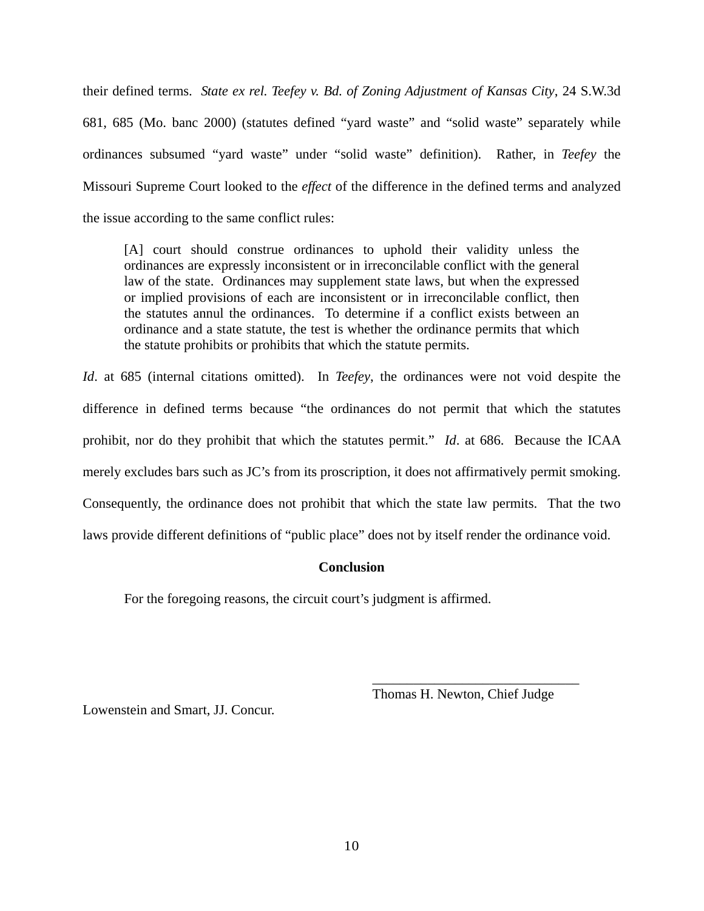their defined terms. *State ex rel. Teefey v. Bd. of Zoning Adjustment of Kansas City*, 24 S.W.3d 681, 685 (Mo. banc 2000) (statutes defined "yard waste" and "solid waste" separately while ordinances subsumed "yard waste" under "solid waste" definition). Rather, in *Teefey* the Missouri Supreme Court looked to the *effect* of the difference in the defined terms and analyzed the issue according to the same conflict rules:

> [A] court should construe ordinances to uphold their validity unless the ordinances are expressly inconsistent or in irreconcilable conflict with the general law of the state. Ordinances may supplement state laws, but when the expressed or implied provisions of each are inconsistent or in irreconcilable conflict, then the statutes annul the ordinances. To determine if a conflict exists between an ordinance and a state statute, the test is whether the ordinance permits that which the statute prohibits or prohibits that which the statute permits.

*Id*. at 685 (internal citations omitted). In *Teefey*, the ordinances were not void despite the difference in defined terms because "the ordinances do not permit that which the statutes prohibit, nor do they prohibit that which the statutes permit." *Id*. at 686. Because the ICAA merely excludes bars such as JC's from its proscription, it does not affirmatively permit smoking. Consequently, the ordinance does not prohibit that which the state law permits. That the two laws provide different definitions of "public place" does not by itself render the ordinance void.

**Conclusion**

For the foregoing reasons, the circuit court's judgment is affirmed.

\_\_\_\_\_\_\_\_\_\_\_\_\_\_\_\_\_\_\_\_\_\_\_\_\_\_\_\_\_\_
Thomas H. Newton, Chief Judge

Lowenstein and Smart, JJ. Concur.